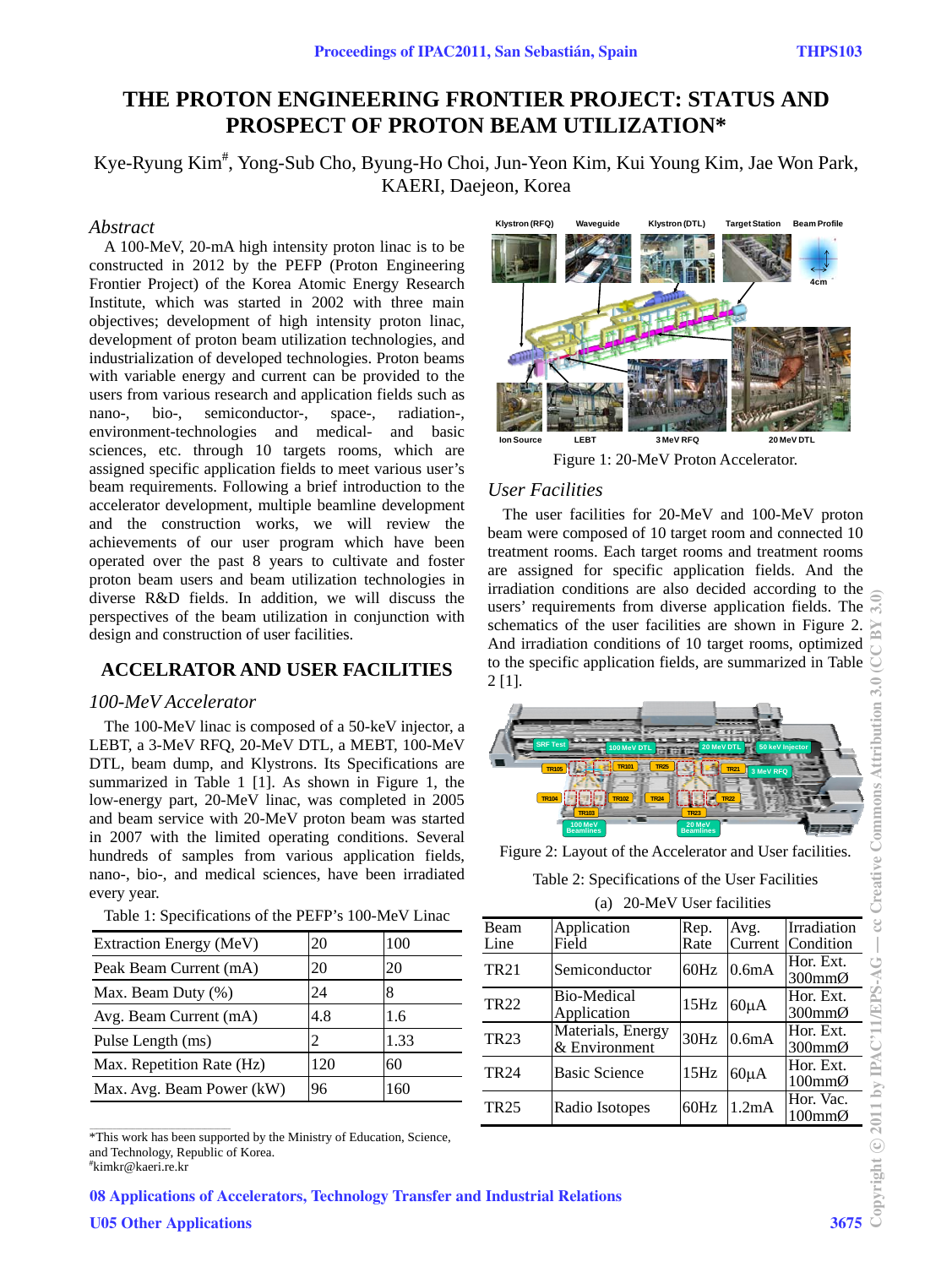# THE PROTON ENGINEERING FRONTIER PROJECT: STATUS AND PROSPECT OF PROTON BEAM UTILIZATION*

Kye-Ryung Kim[#], Yong-Sub Cho, Byung-Ho Choi, Jun-Yeon Kim, Kui Young Kim, Jae Won Park, KAERI, Daejeon, Korea

## *Abstract*

A 100-MeV, 20-mA high intensity proton linac is to be constructed in 2012 by the PEFP (Proton Engineering Frontier Project) of the Korea Atomic Energy Research Institute, which was started in 2002 with three main objectives; development of high intensity proton linac, development of proton beam utilization technologies, and industrialization of developed technologies. Proton beams with variable energy and current can be provided to the users from various research and application fields such as nano-, bio-, semiconductor-, space-, radiation-, environment-technologies and medical- and basic sciences, etc. through 10 targets rooms, which are assigned specific application fields to meet various user's beam requirements. Following a brief introduction to the accelerator development, multiple beamline development and the construction works, we will review the achievements of our user program which have been operated over the past 8 years to cultivate and foster proton beam users and beam utilization technologies in diverse R&D fields. In addition, we will discuss the perspectives of the beam utilization in conjunction with design and construction of user facilities.

## ACCELRATOR AND USER FACILITIES

### *100-MeV Accelerator*

The 100-MeV linac is composed of a 50-keV injector, a LEBT, a 3-MeV RFQ, 20-MeV DTL, a MEBT, 100-MeV DTL, beam dump, and Klystrons. Its Specifications are summarized in Table 1 [1]. As shown in Figure 1, the low-energy part, 20-MeV linac, was completed in 2005 and beam service with 20-MeV proton beam was started in 2007 with the limited operating conditions. Several hundreds of samples from various application fields, nano-, bio-, and medical sciences, have been irradiated every year.

Table 1: Specifications of the PEFP's 100-MeV Linac

| | | |
|---|---|---|
| Extraction Energy (MeV) | 20 | 100 |
| Peak Beam Current (mA) | 20 | 20 |
| Max. Beam Duty (%) | 24 | 8 |
| Avg. Beam Current (mA) | 4.8 | 1.6 |
| Pulse Length (ms) | 2 | 1.33 |
| Max. Repetition Rate (Hz) | 120 | 60 |
| Max. Avg. Beam Power (kW) | 96 | 160 |

Figure 1: 20-MeV Proton Accelerator.

### *User Facilities*

The user facilities for 20-MeV and 100-MeV proton beam were composed of 10 target room and connected 10 treatment rooms. Each target rooms and treatment rooms are assigned for specific application fields. And the irradiation conditions are also decided according to the users' requirements from diverse application fields. The schematics of the user facilities are shown in Figure 2. And irradiation conditions of 10 target rooms, optimized to the specific application fields, are summarized in Table 2 [1].

Figure 2: Layout of the Accelerator and User facilities.

Table 2: Specifications of the User Facilities

(a) 20-MeV User facilities

| Beam Line | Application Field | Rep. Rate | Avg. Current | Irradiation Condition |
|---|---|---|---|---|
| TR21 | Semiconductor | 60Hz | 0.6mA | Hor. Ext. 300mmØ |
| TR22 | Bio-Medical Application | 15Hz | 60μA | Hor. Ext. 300mmØ |
| TR23 | Materials, Energy & Environment | 30Hz | 0.6mA | Hor. Ext. 300mmØ |
| TR24 | Basic Science | 15Hz | 60μA | Hor. Ext. 100mmØ |
| TR25 | Radio Isotopes | 60Hz | 1.2mA | Hor. Vac. 100mmØ |

*This work has been supported by the Ministry of Education, Science, and Technology, Republic of Korea.
[#]kimkr@kaeri.re.kr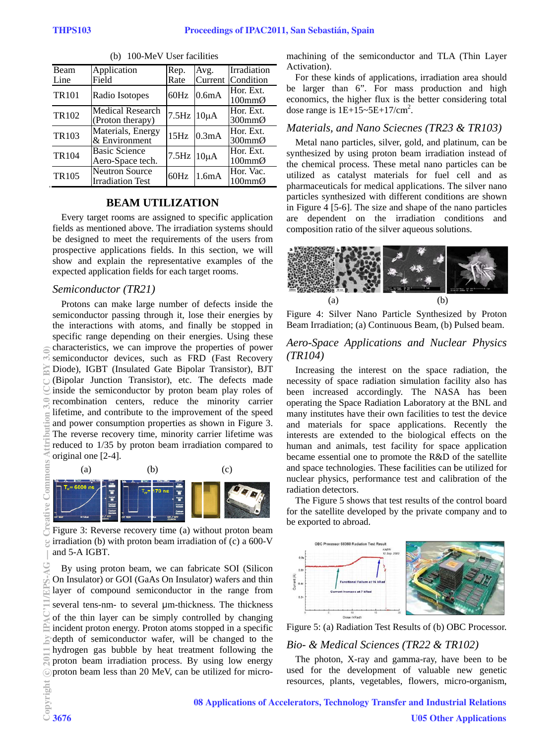(b) 100-MeV User facilities

| Beam Line | Application Field | Rep. Rate | Avg. Current | Irradiation Condition |
|---|---|---|---|---|
| TR101 | Radio Isotopes | 60Hz | 0.6mA | Hor. Ext. 100mmØ |
| TR102 | Medical Research (Proton therapy) | 7.5Hz | 10μA | Hor. Ext. 300mmØ |
| TR103 | Materials, Energy & Environment | 15Hz | 0.3mA | Hor. Ext. 300mmØ |
| TR104 | Basic Science Aero-Space tech. | 7.5Hz | 10μA | Hor. Ext. 100mmØ |
| TR105 | Neutron Source Irradiation Test | 60Hz | 1.6mA | Hor. Vac. 100mmØ |

## BEAM UTILIZATION

Every target rooms are assigned to specific application fields as mentioned above. The irradiation systems should be designed to meet the requirements of the users from prospective applications fields. In this section, we will show and explain the representative examples of the expected application fields for each target rooms.

### *Semiconductor (TR21)*

Protons can make large number of defects inside the semiconductor passing through it, lose their energies by the interactions with atoms, and finally be stopped in specific range depending on their energies. Using these characteristics, we can improve the properties of power semiconductor devices, such as FRD (Fast Recovery Diode), IGBT (Insulated Gate Bipolar Transistor), BJT (Bipolar Junction Transistor), etc. The defects made inside the semiconductor by proton beam play roles of recombination centers, reduce the minority carrier lifetime, and contribute to the improvement of the speed and power consumption properties as shown in Figure 3. The reverse recovery time, minority carrier lifetime was reduced to 1/35 by proton beam irradiation compared to original one [2-4].

Figure 3: Reverse recovery time (a) without proton beam irradiation (b) with proton beam irradiation of (c) a 600-V and 5-A IGBT.

By using proton beam, we can fabricate SOI (Silicon On Insulator) or GOI (GaAs On Insulator) wafers and thin layer of compound semiconductor in the range from several tens-nm- to several μm-thickness. The thickness of the thin layer can be simply controlled by changing incident proton energy. Proton atoms stopped in a specific depth of semiconductor wafer, will be changed to the hydrogen gas bubble by heat treatment following the proton beam irradiation process. By using low energy proton beam less than 20 MeV, can be utilized for micro-machining of the semiconductor and TLA (Thin Layer Activation).

For these kinds of applications, irradiation area should be larger than 6". For mass production and high economics, the higher flux is the better considering total dose range is 1E+15~5E+17/cm$^2$.

### *Materials, and Nano Sciecnes (TR23 & TR103)*

Metal nano particles, silver, gold, and platinum, can be synthesized by using proton beam irradiation instead of the chemical process. These metal nano particles can be utilized as catalyst materials for fuel cell and as pharmaceuticals for medical applications. The silver nano particles synthesized with different conditions are shown in Figure 4 [5-6]. The size and shape of the nano particles are dependent on the irradiation conditions and composition ratio of the silver aqueous solutions.

Figure 4: Silver Nano Particle Synthesized by Proton Beam Irradiation; (a) Continuous Beam, (b) Pulsed beam.

### *Aero-Space Applications and Nuclear Physics (TR104)*

Increasing the interest on the space radiation, the necessity of space radiation simulation facility also has been increased accordingly. The NASA has been operating the Space Radiation Laboratory at the BNL and many institutes have their own facilities to test the device and materials for space applications. Recently the interests are extended to the biological effects on the human and animals, test facility for space application became essential one to promote the R&D of the satellite and space technologies. These facilities can be utilized for nuclear physics, performance test and calibration of the radiation detectors.

The Figure 5 shows that test results of the control board for the satellite developed by the private company and to be exported to abroad.

Figure 5: (a) Radiation Test Results of (b) OBC Processor.

### *Bio- & Medical Sciences (TR22 & TR102)*

The photon, X-ray and gamma-ray, have been to be used for the development of valuable new genetic resources, plants, vegetables, flowers, micro-organism,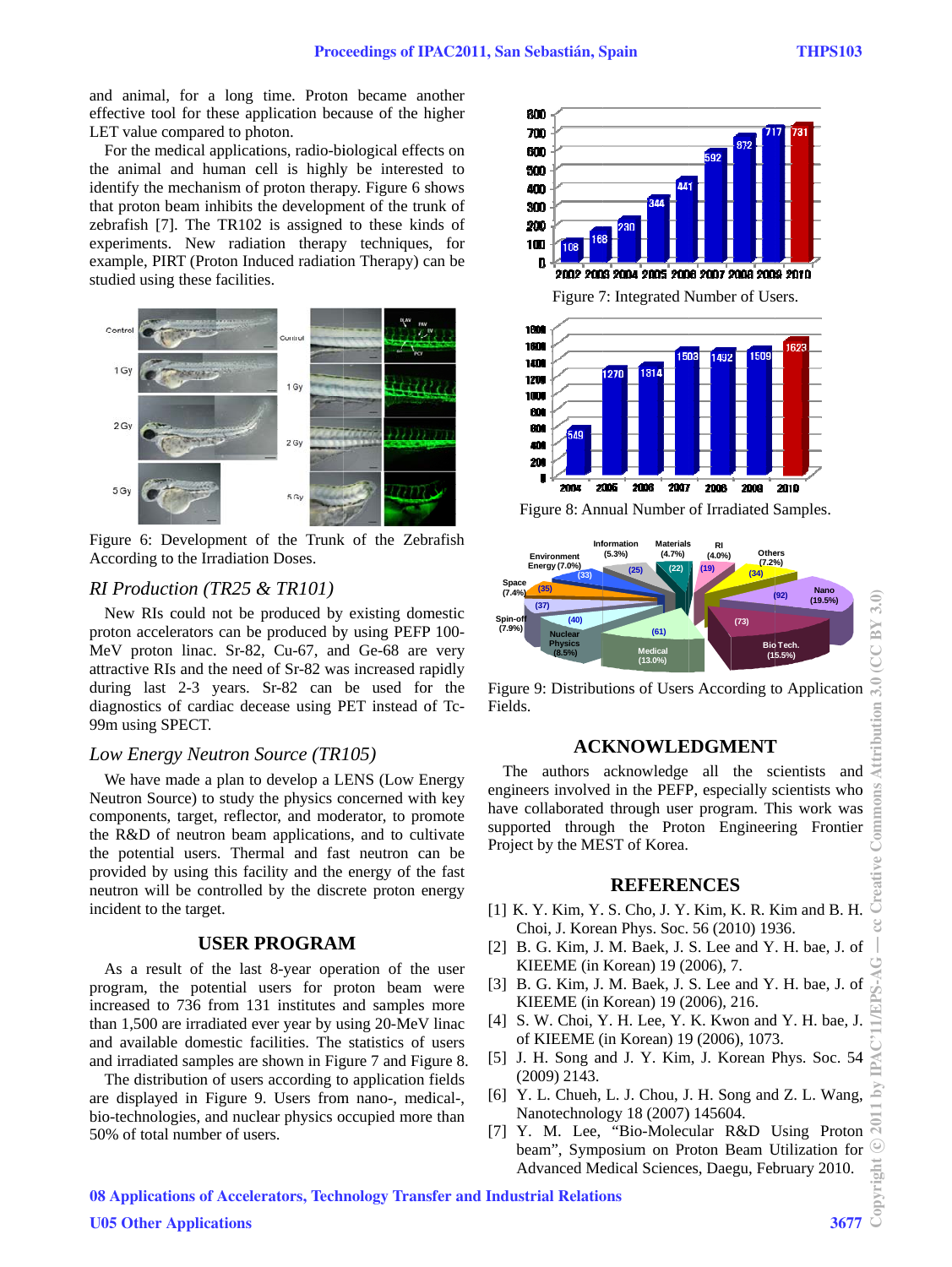and animal, for a long time. Proton became another effective tool for these application because of the higher LET value compared to photon.

For the medical applications, radio-biological effects on the animal and human cell is highly be interested to identify the mechanism of proton therapy. Figure 6 shows that proton beam inhibits the development of the trunk of zebrafish [7]. The TR102 is assigned to these kinds of experiments. New radiation therapy techniques, for example, PIRT (Proton Induced radiation Therapy) can be studied using these facilities.

Control
1 Gy
2 Gy
5 Gy

Figure 6: Development of the Trunk of the Zebrafish According to the Irradiation Doses.

### *RI Production (TR25 & TR101)*

New RIs could not be produced by existing domestic proton accelerators can be produced by using PEFP 100-MeV proton linac. Sr-82, Cu-67, and Ge-68 are very attractive RIs and the need of Sr-82 was increased rapidly during last 2-3 years. Sr-82 can be used for the diagnostics of cardiac decease using PET instead of Tc-99m using SPECT.

### *Low Energy Neutron Source (TR105)*

We have made a plan to develop a LENS (Low Energy Neutron Source) to study the physics concerned with key components, target, reflector, and moderator, to promote the R&D of neutron beam applications, and to cultivate the potential users. Thermal and fast neutron can be provided by using this facility and the energy of the fast neutron will be controlled by the discrete proton energy incident to the target.

## USER PROGRAM

As a result of the last 8-year operation of the user program, the potential users for proton beam were increased to 736 from 131 institutes and samples more than 1,500 are irradiated ever year by using 20-MeV linac and available domestic facilities. The statistics of users and irradiated samples are shown in Figure 7 and Figure 8.

The distribution of users according to application fields are displayed in Figure 9. Users from nano-, medical-, bio-technologies, and nuclear physics occupied more than 50% of total number of users.

108 168 230 344 441 592 672 717 731
2002 2003 2004 2005 2006 2007 2008 2009 2010

Figure 7: Integrated Number of Users.

549 1270 1314 1503 1492 1509 1623
2004 2005 2006 2007 2008 2009 2010

Figure 8: Annual Number of Irradiated Samples.

Information (5.3%) (25)
Materials (4.7%) (22)
RI (4.0%) (19)
Others (7.2%) (34)
Environment Energy (7.0%) (33)
Space (7.4%) (35)
Spin-off (7.9%) (37)
Nuclear Physics (8.5%) (40)
Medical (13.0%) (61)
Bio Tech. (15.5%) (73)
Nano (19.5%) (92)

Figure 9: Distributions of Users According to Application Fields.

## ACKNOWLEDGMENT

The authors acknowledge all the scientists and engineers involved in the PEFP, especially scientists who have collaborated through user program. This work was supported through the Proton Engineering Frontier Project by the MEST of Korea.

## REFERENCES

[1] K. Y. Kim, Y. S. Cho, J. Y. Kim, K. R. Kim and B. H. Choi, J. Korean Phys. Soc. 56 (2010) 1936.

[2] B. G. Kim, J. M. Baek, J. S. Lee and Y. H. bae, J. of KIEEME (in Korean) 19 (2006), 7.

[3] B. G. Kim, J. M. Baek, J. S. Lee and Y. H. bae, J. of KIEEME (in Korean) 19 (2006), 216.

[4] S. W. Choi, Y. H. Lee, Y. K. Kwon and Y. H. bae, J. of KIEEME (in Korean) 19 (2006), 1073.

[5] J. H. Song and J. Y. Kim, J. Korean Phys. Soc. 54 (2009) 2143.

[6] Y. L. Chueh, L. J. Chou, J. H. Song and Z. L. Wang, Nanotechnology 18 (2007) 145604.

[7] Y. M. Lee, "Bio-Molecular R&D Using Proton beam", Symposium on Proton Beam Utilization for Advanced Medical Sciences, Daegu, February 2010.